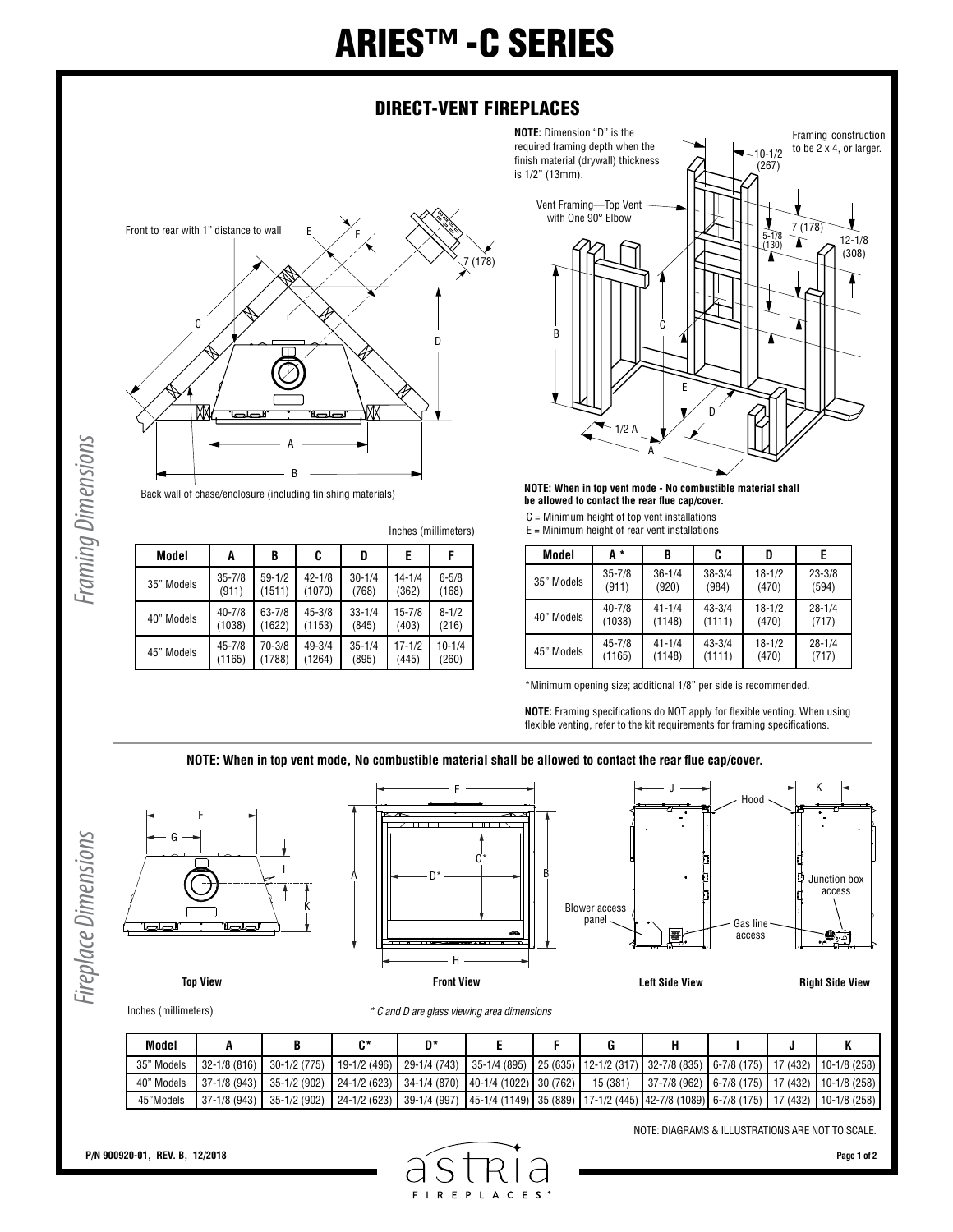# ARIES™ -C SERIES

## DIRECT-VENT FIREPLACES

*Framing Dimensions*

Front to rear with 1" distance to wall

Back wall of chase/enclosure (including finishing materials)

Inches (millimeters)

| Model | A | B | C | D | E | F |
|---|---|---|---|---|---|---|
| 35" Models | 35-7/8 (911) | 59-1/2 (1511) | 42-1/8 (1070) | 30-1/4 (768) | 14-1/4 (362) | 6-5/8 (168) |
| 40" Models | 40-7/8 (1038) | 63-7/8 (1622) | 45-3/8 (1153) | 33-1/4 (845) | 15-7/8 (403) | 8-1/2 (216) |
| 45" Models | 45-7/8 (1165) | 70-3/8 (1788) | 49-3/4 (1264) | 35-1/4 (895) | 17-1/2 (445) | 10-1/4 (260) |

**NOTE:** Dimension "D" is the required framing depth when the finish material (drywall) thickness is 1/2" (13mm).

Framing construction to be 2 x 4, or larger.

Vent Framing—Top Vent with One 90° Elbow

**NOTE: When in top vent mode - No combustible material shall be allowed to contact the rear flue cap/cover.**

C = Minimum height of top vent installations
E = Minimum height of rear vent installations

| Model | A * | B | C | D | E |
|---|---|---|---|---|---|
| 35" Models | 35-7/8 (911) | 36-1/4 (920) | 38-3/4 (984) | 18-1/2 (470) | 23-3/8 (594) |
| 40" Models | 40-7/8 (1038) | 41-1/4 (1148) | 43-3/4 (1111) | 18-1/2 (470) | 28-1/4 (717) |
| 45" Models | 45-7/8 (1165) | 41-1/4 (1148) | 43-3/4 (1111) | 18-1/2 (470) | 28-1/4 (717) |

*Minimum opening size; additional 1/8" per side is recommended.

**NOTE:** Framing specifications do NOT apply for flexible venting. When using flexible venting, refer to the kit requirements for framing specifications.

**NOTE: When in top vent mode, No combustible material shall be allowed to contact the rear flue cap/cover.**

*Fireplace Dimensions*

Top View — Front View — Left Side View — Right Side View

Hood; Blower access panel; Gas line access; Junction box access

Inches (millimeters)

* C and D are glass viewing area dimensions

| Model | A | B | C* | D* | E | F | G | H | I | J | K |
|---|---|---|---|---|---|---|---|---|---|---|---|
| 35" Models | 32-1/8 (816) | 30-1/2 (775) | 19-1/2 (496) | 29-1/4 (743) | 35-1/4 (895) | 25 (635) | 12-1/2 (317) | 32-7/8 (835) | 6-7/8 (175) | 17 (432) | 10-1/8 (258) |
| 40" Models | 37-1/8 (943) | 35-1/2 (902) | 24-1/2 (623) | 34-1/4 (870) | 40-1/4 (1022) | 30 (762) | 15 (381) | 37-7/8 (962) | 6-7/8 (175) | 17 (432) | 10-1/8 (258) |
| 45"Models | 37-1/8 (943) | 35-1/2 (902) | 24-1/2 (623) | 39-1/4 (997) | 45-1/4 (1149) | 35 (889) | 17-1/2 (445) | 42-7/8 (1089) | 6-7/8 (175) | 17 (432) | 10-1/8 (258) |

NOTE: DIAGRAMS & ILLUSTRATIONS ARE NOT TO SCALE.

P/N 900920-01, REV. B, 12/2018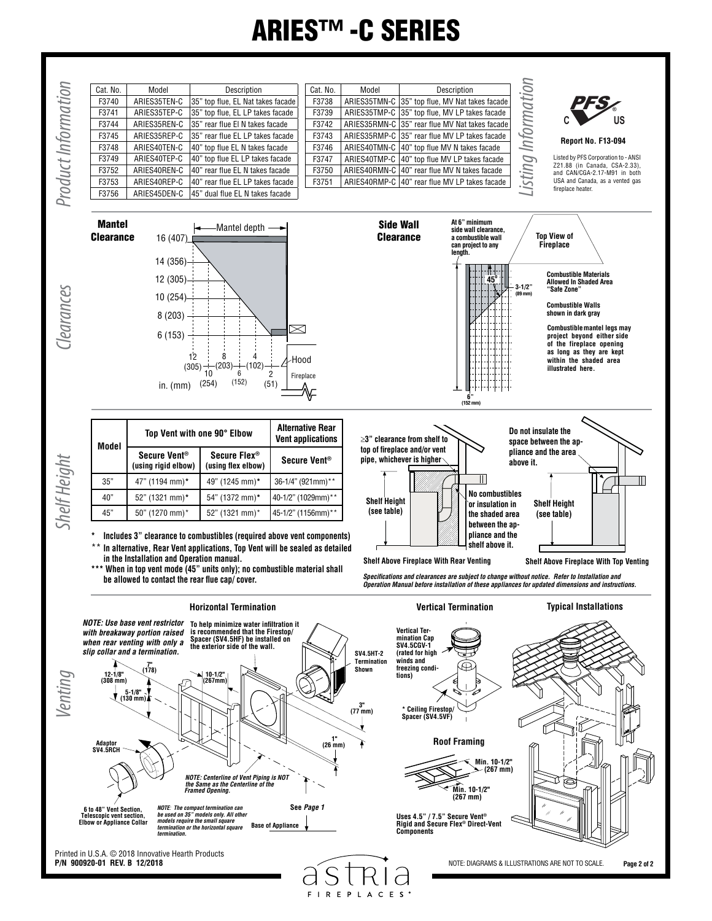# ARIES™ -C SERIES

## Product Information

| Cat. No. | Model | Description |
|---|---|---|
| F3740 | ARIES35TEN-C | 35" top flue, EL Nat takes facade |
| F3741 | ARIES35TEP-C | 35" top flue, EL LP takes facade |
| F3744 | ARIES35REN-C | 35" rear flue El N takes facade |
| F3745 | ARIES35REP-C | 35" rear flue EL LP takes facade |
| F3748 | ARIES40TEN-C | 40" top flue EL N takes facade |
| F3749 | ARIES40TEP-C | 40" top flue EL LP takes facade |
| F3752 | ARIES40REN-C | 40" rear flue EL N takes facade |
| F3753 | ARIES40REP-C | 40" rear flue EL LP takes facade |
| F3756 | ARIES45DEN-C | 45" dual flue EL N takes facade |

| Cat. No. | Model | Description |
|---|---|---|
| F3738 | ARIES35TMN-C | 35" top flue, MV Nat takes facade |
| F3739 | ARIES35TMP-C | 35" top flue, MV LP takes facade |
| F3742 | ARIES35RMN-C | 35" rear flue MV Nat takes facade |
| F3743 | ARIES35RMP-C | 35" rear flue MV LP takes facade |
| F3746 | ARIES40TMN-C | 40" top flue MV N takes facade |
| F3747 | ARIES40TMP-C | 40" top flue MV LP takes facade |
| F3750 | ARIES40RMN-C | 40" rear flue MV N takes facade |
| F3751 | ARIES40RMP-C | 40" rear flue MV LP takes facade |

## Listing Information

PFS C US

**Report No. F13-094**

Listed by PFS Corporation to - ANSI Z21.88 (in Canada, CSA-2.33), and CAN/CGA-2.17-M91 in both USA and Canada, as a vented gas fireplace heater.

## Clearances

**Mantel Clearance**

Mantel depth

16 (407)
14 (356)
12 (305)
10 (254)
8 (203)
6 (153)

12 (305) 10 (254) 8 (203) 6 (152) 4 (102) 2 (51)

in. (mm)

Hood

Fireplace

**Side Wall Clearance**

At 6" minimum side wall clearance, a combustible wall can project to any length.

Top View of Fireplace

45°

3-1/2" (89 mm)

6" (152 mm)

Combustible Materials Allowed In Shaded Area "Safe Zone"

Combustible Walls shown in dark gray

Combustible mantel legs may project beyond either side of the fireplace opening as long as they are kept within the shaded area illustrated here.

## Shelf Height

| Model | Top Vent with one 90° Elbow | | Alternative Rear Vent applications |
|---|---|---|---|
| | Secure Vent® (using rigid elbow) | Secure Flex® (using flex elbow) | Secure Vent® |
| 35" | 47" (1194 mm)* | 49" (1245 mm)* | 36-1/4" (921mm)** |
| 40" | 52" (1321 mm)* | 54" (1372 mm)* | 40-1/2" (1029mm)** |
| 45" | 50" (1270 mm)* | 52" (1321 mm)* | 45-1/2" (1156mm)** |

\* Includes 3" clearance to combustibles (required above vent components)

\*\* In alternative, Rear Vent applications, Top Vent will be sealed as detailed in the Installation and Operation manual.

\*\*\* When in top vent mode (45" units only); no combustible material shall be allowed to contact the rear flue cap/ cover.

≥3" clearance from shelf to top of fireplace and/or vent pipe, whichever is higher

Shelf Height (see table)

No combustibles or insulation in the shaded area between the appliance and the shelf above it.

Shelf Above Fireplace With Rear Venting

Do not insulate the space between the appliance and the area above it.

Shelf Height (see table)

Shelf Above Fireplace With Top Venting

*Specifications and clearances are subject to change without notice. Refer to Installation and Operation Manual before installation of these appliances for updated dimensions and instructions.*

## Venting

### Horizontal Termination

***NOTE: Use base vent restrictor with breakaway portion raised when rear venting with only a slip collar and a termination.***

To help minimize water infiltration it is recommended that the Firestop/ Spacer (SV4.5HF) be installed on the exterior side of the wall.

12-1/8" (308 mm)

7" (178)

5-1/8" (130 mm)

10-1/2" (267mm)

SV4.5HT-2 Termination Shown

3" (77 mm)

1" (26 mm)

Adaptor SV4.5RCH

*NOTE: Centerline of Vent Piping is NOT the Same as the Centerline of the Framed Opening.*

6 to 48" Vent Section, Telescopic vent section, Elbow or Appliance Collar

*NOTE: The compact termination can be used on 35" models only. All other models require the small square termination or the horizontal square termination.*

See *Page 1*

Base of Appliance

### Vertical Termination

Vertical Termination Cap SV4.5CGV-1 (rated for high winds and freezing conditions)

\* Ceiling Firestop/ Spacer (SV4.5VF)

**Roof Framing**

Min. 10-1/2" (267 mm)

Min. 10-1/2" (267 mm)

Uses 4.5" / 7.5" Secure Vent® Rigid and Secure Flex® Direct-Vent Components

### Typical Installations

Printed in U.S.A. © 2018 Innovative Hearth Products

**P/N 900920-01 REV. B 12/2018**

NOTE: DIAGRAMS & ILLUSTRATIONS ARE NOT TO SCALE.

astria FIREPLACES